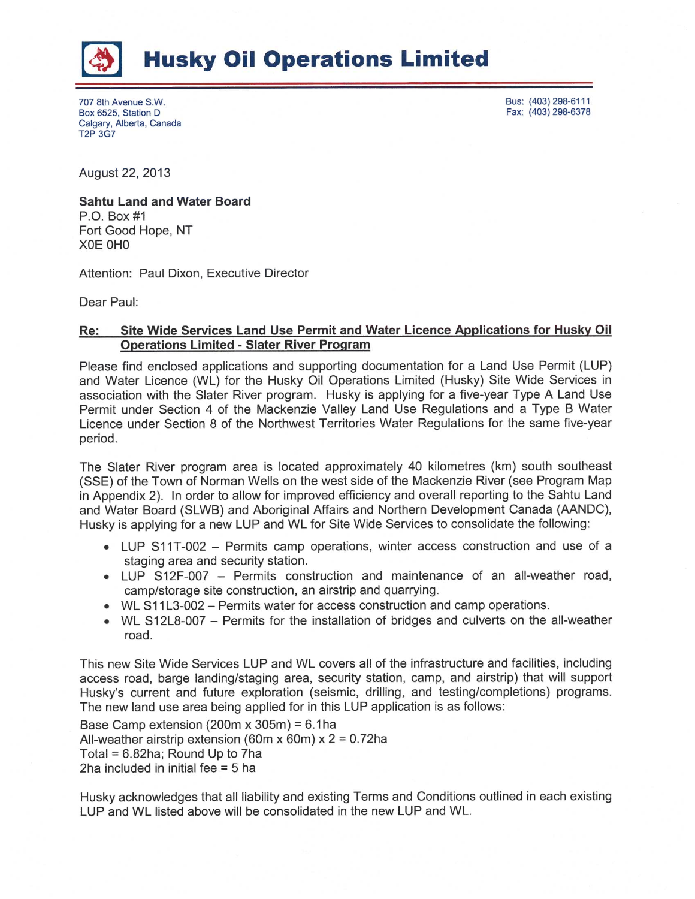# Husky Oil Operations Limited

707 8th Avenue S.W.
Box 6525, Station D
Calgary, Alberta, Canada
T2P 3G7

Bus: (403) 298-6111
Fax: (403) 298-6378

August 22, 2013

**Sahtu Land and Water Board**
P.O. Box #1
Fort Good Hope, NT
X0E 0H0

Attention: Paul Dixon, Executive Director

Dear Paul:

**Re: Site Wide Services Land Use Permit and Water Licence Applications for Husky Oil Operations Limited - Slater River Program**

Please find enclosed applications and supporting documentation for a Land Use Permit (LUP) and Water Licence (WL) for the Husky Oil Operations Limited (Husky) Site Wide Services in association with the Slater River program. Husky is applying for a five-year Type A Land Use Permit under Section 4 of the Mackenzie Valley Land Use Regulations and a Type B Water Licence under Section 8 of the Northwest Territories Water Regulations for the same five-year period.

The Slater River program area is located approximately 40 kilometres (km) south southeast (SSE) of the Town of Norman Wells on the west side of the Mackenzie River (see Program Map in Appendix 2). In order to allow for improved efficiency and overall reporting to the Sahtu Land and Water Board (SLWB) and Aboriginal Affairs and Northern Development Canada (AANDC), Husky is applying for a new LUP and WL for Site Wide Services to consolidate the following:

- LUP S11T-002 – Permits camp operations, winter access construction and use of a staging area and security station.
- LUP S12F-007 – Permits construction and maintenance of an all-weather road, camp/storage site construction, an airstrip and quarrying.
- WL S11L3-002 – Permits water for access construction and camp operations.
- WL S12L8-007 – Permits for the installation of bridges and culverts on the all-weather road.

This new Site Wide Services LUP and WL covers all of the infrastructure and facilities, including access road, barge landing/staging area, security station, camp, and airstrip) that will support Husky's current and future exploration (seismic, drilling, and testing/completions) programs. The new land use area being applied for in this LUP application is as follows:
Base Camp extension (200m x 305m) = 6.1ha
All-weather airstrip extension (60m x 60m) x 2 = 0.72ha
Total = 6.82ha; Round Up to 7ha
2ha included in initial fee = 5 ha

Husky acknowledges that all liability and existing Terms and Conditions outlined in each existing LUP and WL listed above will be consolidated in the new LUP and WL.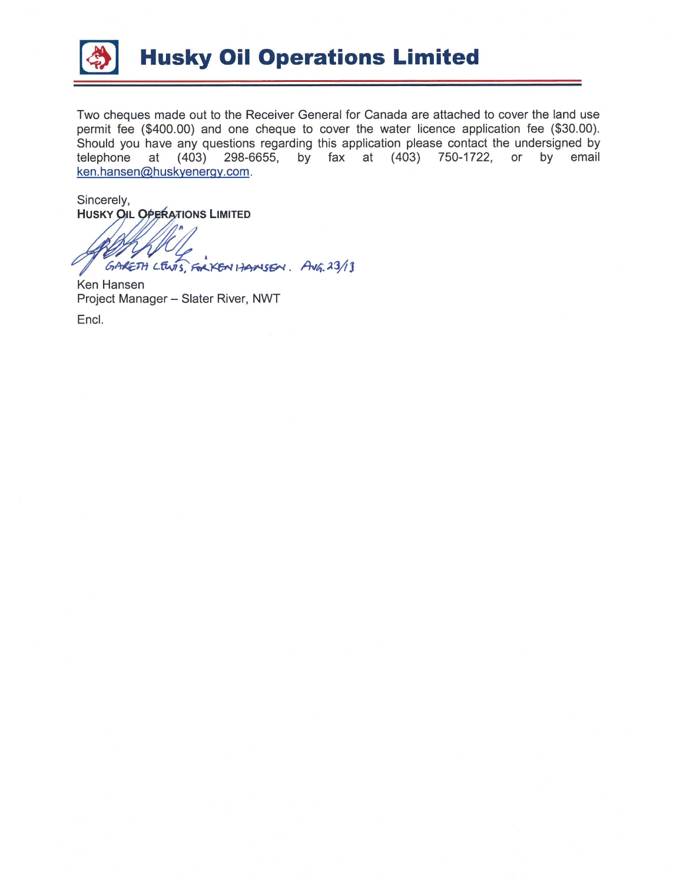# Husky Oil Operations Limited

Two cheques made out to the Receiver General for Canada are attached to cover the land use permit fee ($400.00) and one cheque to cover the water licence application fee ($30.00). Should you have any questions regarding this application please contact the undersigned by telephone at (403) 298-6655, by fax at (403) 750-1722, or by email ken.hansen@huskyenergy.com.

Sincerely,
**HUSKY OIL OPERATIONS LIMITED**

GARETH LEWIS, FOR KEN HANSEN. AUG. 23/13

Ken Hansen
Project Manager – Slater River, NWT

Encl.